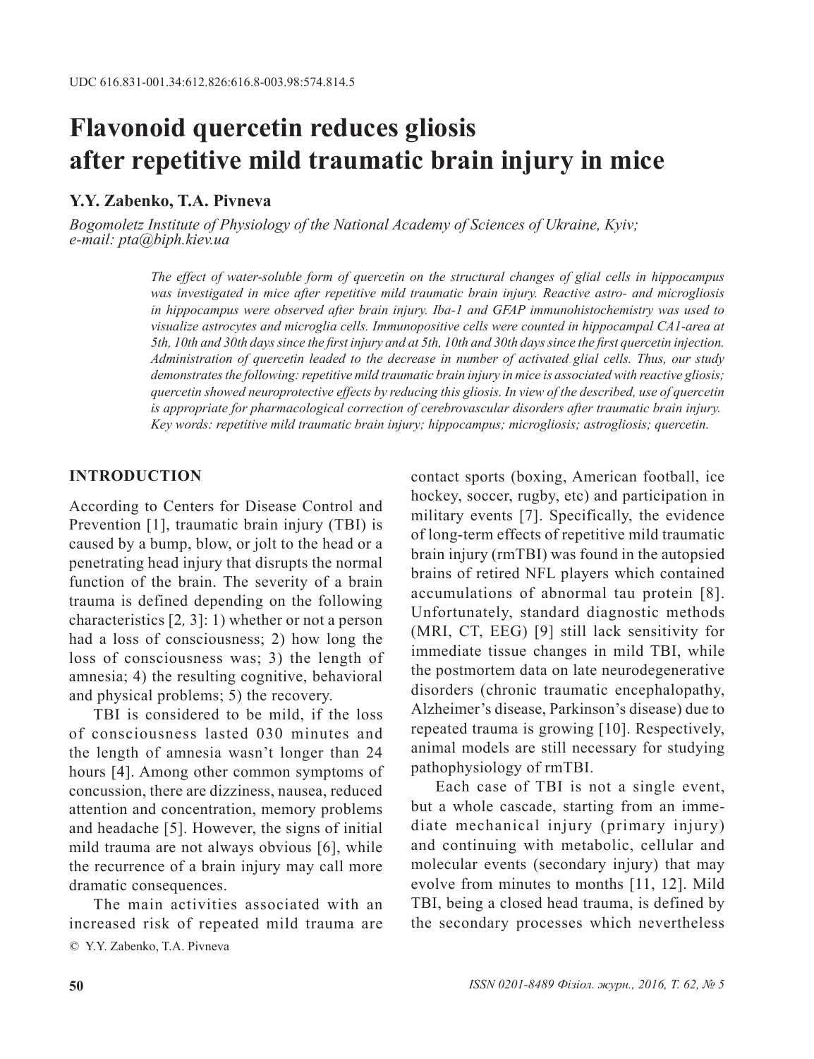UDC 616.831-001.34:612.826:616.8-003.98:574.814.5

# Flavonoid quercetin reduces gliosis after repetitive mild traumatic brain injury in mice

**Y.Y. Zabenko, T.A. Pivneva**

*Bogomoletz Institute of Physiology of the National Academy of Sciences of Ukraine, Kyiv; e-mail: pta@biph.kiev.ua*

*The effect of water-soluble form of quercetin on the structural changes of glial cells in hippocampus was investigated in mice after repetitive mild traumatic brain injury. Reactive astro- and microgliosis in hippocampus were observed after brain injury. Iba-1 and GFAP immunohistochemistry was used to visualize astrocytes and microglia cells. Immunopositive cells were counted in hippocampal CA1-area at 5th, 10th and 30th days since the first injury and at 5th, 10th and 30th days since the first quercetin injection. Administration of quercetin leaded to the decrease in number of activated glial cells. Thus, our study demonstrates the following: repetitive mild traumatic brain injury in mice is associated with reactive gliosis; quercetin showed neuroprotective effects by reducing this gliosis. In view of the described, use of quercetin is appropriate for pharmacological correction of cerebrovascular disorders after traumatic brain injury.*
*Key words: repetitive mild traumatic brain injury; hippocampus; microgliosis; astrogliosis; quercetin.*

## INTRODUCTION

According to Centers for Disease Control and Prevention [1], traumatic brain injury (TBI) is caused by a bump, blow, or jolt to the head or a penetrating head injury that disrupts the normal function of the brain. The severity of a brain trauma is defined depending on the following characteristics [2, 3]: 1) whether or not a person had a loss of consciousness; 2) how long the loss of consciousness was; 3) the length of amnesia; 4) the resulting cognitive, behavioral and physical problems; 5) the recovery.

TBI is considered to be mild, if the loss of consciousness lasted 030 minutes and the length of amnesia wasn't longer than 24 hours [4]. Among other common symptoms of concussion, there are dizziness, nausea, reduced attention and concentration, memory problems and headache [5]. However, the signs of initial mild trauma are not always obvious [6], while the recurrence of a brain injury may call more dramatic consequences.

The main activities associated with an increased risk of repeated mild trauma are contact sports (boxing, American football, ice hockey, soccer, rugby, etc) and participation in military events [7]. Specifically, the evidence of long-term effects of repetitive mild traumatic brain injury (rmTBI) was found in the autopsied brains of retired NFL players which contained accumulations of abnormal tau protein [8]. Unfortunately, standard diagnostic methods (MRI, CT, EEG) [9] still lack sensitivity for immediate tissue changes in mild TBI, while the postmortem data on late neurodegenerative disorders (chronic traumatic encephalopathy, Alzheimer's disease, Parkinson's disease) due to repeated trauma is growing [10]. Respectively, animal models are still necessary for studying pathophysiology of rmTBI.

Each case of TBI is not a single event, but a whole cascade, starting from an immediate mechanical injury (primary injury) and continuing with metabolic, cellular and molecular events (secondary injury) that may evolve from minutes to months [11, 12]. Mild TBI, being a closed head trauma, is defined by the secondary processes which nevertheless

© Y.Y. Zabenko, T.A. Pivneva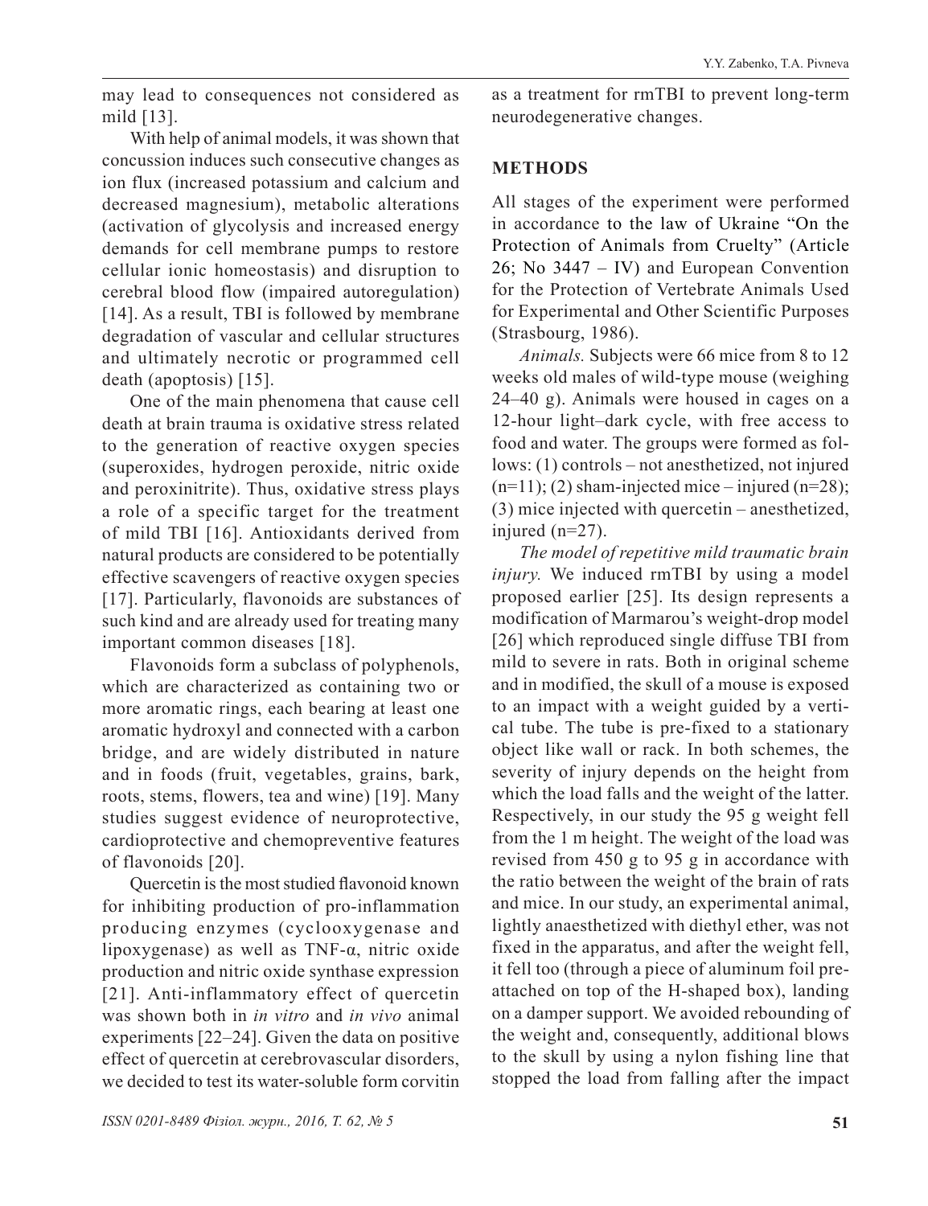may lead to consequences not considered as mild [13].

With help of animal models, it was shown that concussion induces such consecutive changes as ion flux (increased potassium and calcium and decreased magnesium), metabolic alterations (activation of glycolysis and increased energy demands for cell membrane pumps to restore cellular ionic homeostasis) and disruption to cerebral blood flow (impaired autoregulation) [14]. As a result, TBI is followed by membrane degradation of vascular and cellular structures and ultimately necrotic or programmed cell death (apoptosis) [15].

One of the main phenomena that cause cell death at brain trauma is oxidative stress related to the generation of reactive oxygen species (superoxides, hydrogen peroxide, nitric oxide and peroxinitrite). Thus, oxidative stress plays a role of a specific target for the treatment of mild TBI [16]. Antioxidants derived from natural products are considered to be potentially effective scavengers of reactive oxygen species [17]. Particularly, flavonoids are substances of such kind and are already used for treating many important common diseases [18].

Flavonoids form a subclass of polyphenols, which are characterized as containing two or more aromatic rings, each bearing at least one aromatic hydroxyl and connected with a carbon bridge, and are widely distributed in nature and in foods (fruit, vegetables, grains, bark, roots, stems, flowers, tea and wine) [19]. Many studies suggest evidence of neuroprotective, cardioprotective and chemopreventive features of flavonoids [20].

Quercetin is the most studied flavonoid known for inhibiting production of pro-inflammation producing enzymes (cyclooxygenase and lipoxygenase) as well as TNF-α, nitric oxide production and nitric oxide synthase expression [21]. Anti-inflammatory effect of quercetin was shown both in *in vitro* and *in vivo* animal experiments [22–24]. Given the data on positive effect of quercetin at cerebrovascular disorders, we decided to test its water-soluble form corvitin as a treatment for rmTBI to prevent long-term neurodegenerative changes.

## METHODS

All stages of the experiment were performed in accordance to the law of Ukraine "On the Protection of Animals from Cruelty" (Article 26; No 3447 – IV) and European Convention for the Protection of Vertebrate Animals Used for Experimental and Other Scientific Purposes (Strasbourg, 1986).

*Animals.* Subjects were 66 mice from 8 to 12 weeks old males of wild-type mouse (weighing 24–40 g). Animals were housed in cages on a 12-hour light–dark cycle, with free access to food and water. The groups were formed as follows: (1) controls – not anesthetized, not injured (n=11); (2) sham-injected mice – injured (n=28); (3) mice injected with quercetin – anesthetized, injured (n=27).

*The model of repetitive mild traumatic brain injury.* We induced rmTBI by using a model proposed earlier [25]. Its design represents a modification of Marmarou's weight-drop model [26] which reproduced single diffuse TBI from mild to severe in rats. Both in original scheme and in modified, the skull of a mouse is exposed to an impact with a weight guided by a vertical tube. The tube is pre-fixed to a stationary object like wall or rack. In both schemes, the severity of injury depends on the height from which the load falls and the weight of the latter. Respectively, in our study the 95 g weight fell from the 1 m height. The weight of the load was revised from 450 g to 95 g in accordance with the ratio between the weight of the brain of rats and mice. In our study, an experimental animal, lightly anaesthetized with diethyl ether, was not fixed in the apparatus, and after the weight fell, it fell too (through a piece of aluminum foil pre-attached on top of the H-shaped box), landing on a damper support. We avoided rebounding of the weight and, consequently, additional blows to the skull by using a nylon fishing line that stopped the load from falling after the impact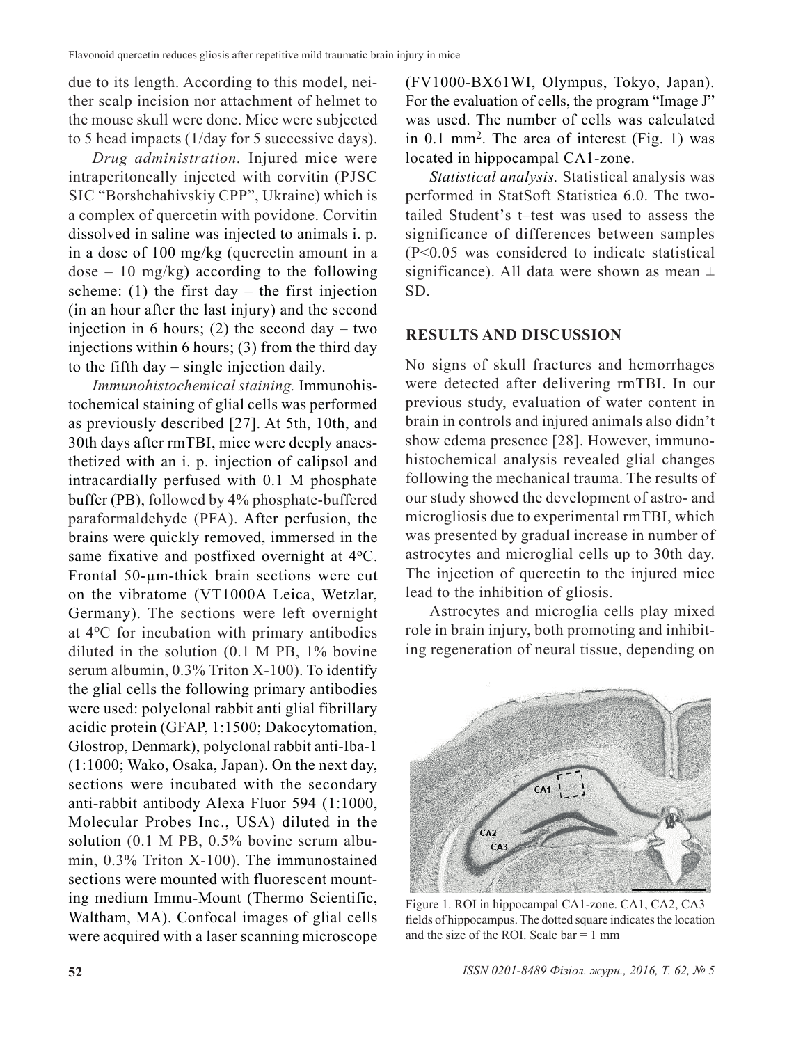due to its length. According to this model, neither scalp incision nor attachment of helmet to the mouse skull were done. Mice were subjected to 5 head impacts (1/day for 5 successive days).

*Drug administration.* Injured mice were intraperitoneally injected with corvitin (PJSC SIC "Borshchahivskiy CPP", Ukraine) which is a complex of quercetin with povidone. Corvitin dissolved in saline was injected to animals i. p. in a dose of 100 mg/kg (quercetin amount in a dose – 10 mg/kg) according to the following scheme: (1) the first day – the first injection (in an hour after the last injury) and the second injection in 6 hours; (2) the second day – two injections within 6 hours; (3) from the third day to the fifth day – single injection daily.

*Immunohistochemical staining.* Immunohistochemical staining of glial cells was performed as previously described [27]. At 5th, 10th, and 30th days after rmTBI, mice were deeply anaesthetized with an i. p. injection of calipsol and intracardially perfused with 0.1 M phosphate buffer (PB), followed by 4% phosphate-buffered paraformaldehyde (PFA). After perfusion, the brains were quickly removed, immersed in the same fixative and postfixed overnight at 4°C. Frontal 50-μm-thick brain sections were cut on the vibratome (VT1000A Leica, Wetzlar, Germany). The sections were left overnight at 4°C for incubation with primary antibodies diluted in the solution (0.1 M PB, 1% bovine serum albumin, 0.3% Triton X-100). To identify the glial cells the following primary antibodies were used: polyclonal rabbit anti glial fibrillary acidic protein (GFAP, 1:1500; Dakocytomation, Glostrop, Denmark), polyclonal rabbit anti-Iba-1 (1:1000; Wako, Osaka, Japan). On the next day, sections were incubated with the secondary anti-rabbit antibody Alexa Fluor 594 (1:1000, Molecular Probes Inc., USA) diluted in the solution (0.1 M PB, 0.5% bovine serum albumin, 0.3% Triton X-100). The immunostained sections were mounted with fluorescent mounting medium Immu-Mount (Thermo Scientific, Waltham, MA). Confocal images of glial cells were acquired with a laser scanning microscope (FV1000-BX61WI, Olympus, Tokyo, Japan). For the evaluation of cells, the program "Image J" was used. The number of cells was calculated in 0.1 mm$^2$. The area of interest (Fig. 1) was located in hippocampal CA1-zone.

*Statistical analysis.* Statistical analysis was performed in StatSoft Statistica 6.0. The two-tailed Student's t–test was used to assess the significance of differences between samples ($P<0.05$ was considered to indicate statistical significance). All data were shown as mean ± SD.

## RESULTS AND DISCUSSION

No signs of skull fractures and hemorrhages were detected after delivering rmTBI. In our previous study, evaluation of water content in brain in controls and injured animals also didn't show edema presence [28]. However, immunohistochemical analysis revealed glial changes following the mechanical trauma. The results of our study showed the development of astro- and microgliosis due to experimental rmTBI, which was presented by gradual increase in number of astrocytes and microglial cells up to 30th day. The injection of quercetin to the injured mice lead to the inhibition of gliosis.

Astrocytes and microglia cells play mixed role in brain injury, both promoting and inhibiting regeneration of neural tissue, depending on

Figure 1. ROI in hippocampal CA1-zone. CA1, CA2, CA3 – fields of hippocampus. The dotted square indicates the location and the size of the ROI. Scale bar = 1 mm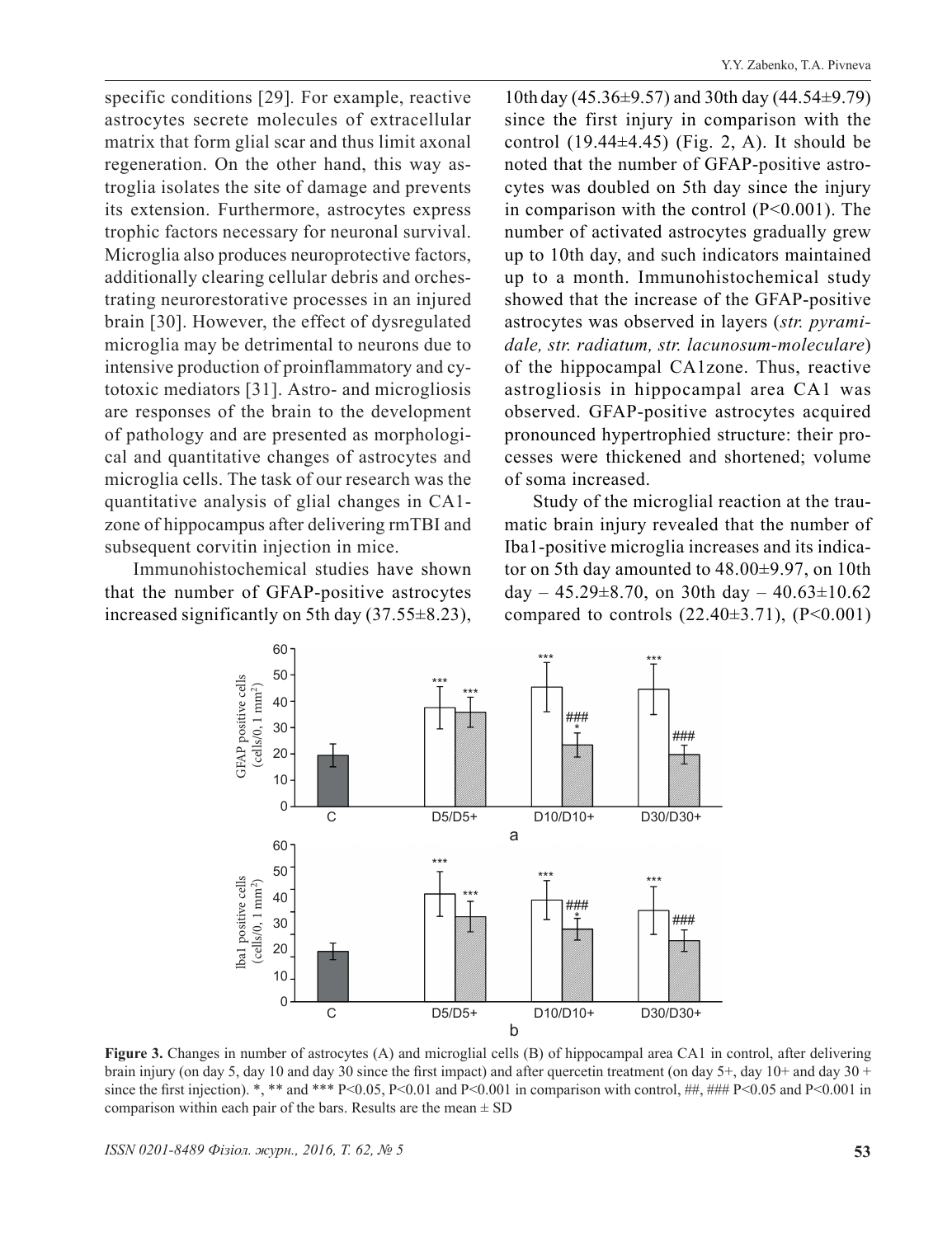specific conditions [29]. For example, reactive astrocytes secrete molecules of extracellular matrix that form glial scar and thus limit axonal regeneration. On the other hand, this way astroglia isolates the site of damage and prevents its extension. Furthermore, astrocytes express trophic factors necessary for neuronal survival. Microglia also produces neuroprotective factors, additionally clearing cellular debris and orchestrating neurorestorative processes in an injured brain [30]. However, the effect of dysregulated microglia may be detrimental to neurons due to intensive production of proinflammatory and cytotoxic mediators [31]. Astro- and microgliosis are responses of the brain to the development of pathology and are presented as morphological and quantitative changes of astrocytes and microglia cells. The task of our research was the quantitative analysis of glial changes in CA1-zone of hippocampus after delivering rmTBI and subsequent corvitin injection in mice.

Immunohistochemical studies have shown that the number of GFAP-positive astrocytes increased significantly on 5th day (37.55±8.23), 10th day (45.36±9.57) and 30th day (44.54±9.79) since the first injury in comparison with the control (19.44±4.45) (Fig. 2, A). It should be noted that the number of GFAP-positive astrocytes was doubled on 5th day since the injury in comparison with the control (P<0.001). The number of activated astrocytes gradually grew up to 10th day, and such indicators maintained up to a month. Immunohistochemical study showed that the increase of the GFAP-positive astrocytes was observed in layers (*str. pyramidale, str. radiatum, str. lacunosum-moleculare*) of the hippocampal CA1zone. Thus, reactive astrogliosis in hippocampal area CA1 was observed. GFAP-positive astrocytes acquired pronounced hypertrophied structure: their processes were thickened and shortened; volume of soma increased.

Study of the microglial reaction at the traumatic brain injury revealed that the number of Iba1-positive microglia increases and its indicator on 5th day amounted to 48.00±9.97, on 10th day – 45.29±8.70, on 30th day – 40.63±10.62 compared to controls (22.40±3.71), (P<0.001)

**Figure 3.** Changes in number of astrocytes (A) and microglial cells (B) of hippocampal area CA1 in control, after delivering brain injury (on day 5, day 10 and day 30 since the first impact) and after quercetin treatment (on day 5+, day 10+ and day 30 + since the first injection). *, ** and *** P<0.05, P<0.01 and P<0.001 in comparison with control, ##, ### P<0.05 and P<0.001 in comparison within each pair of the bars. Results are the mean ± SD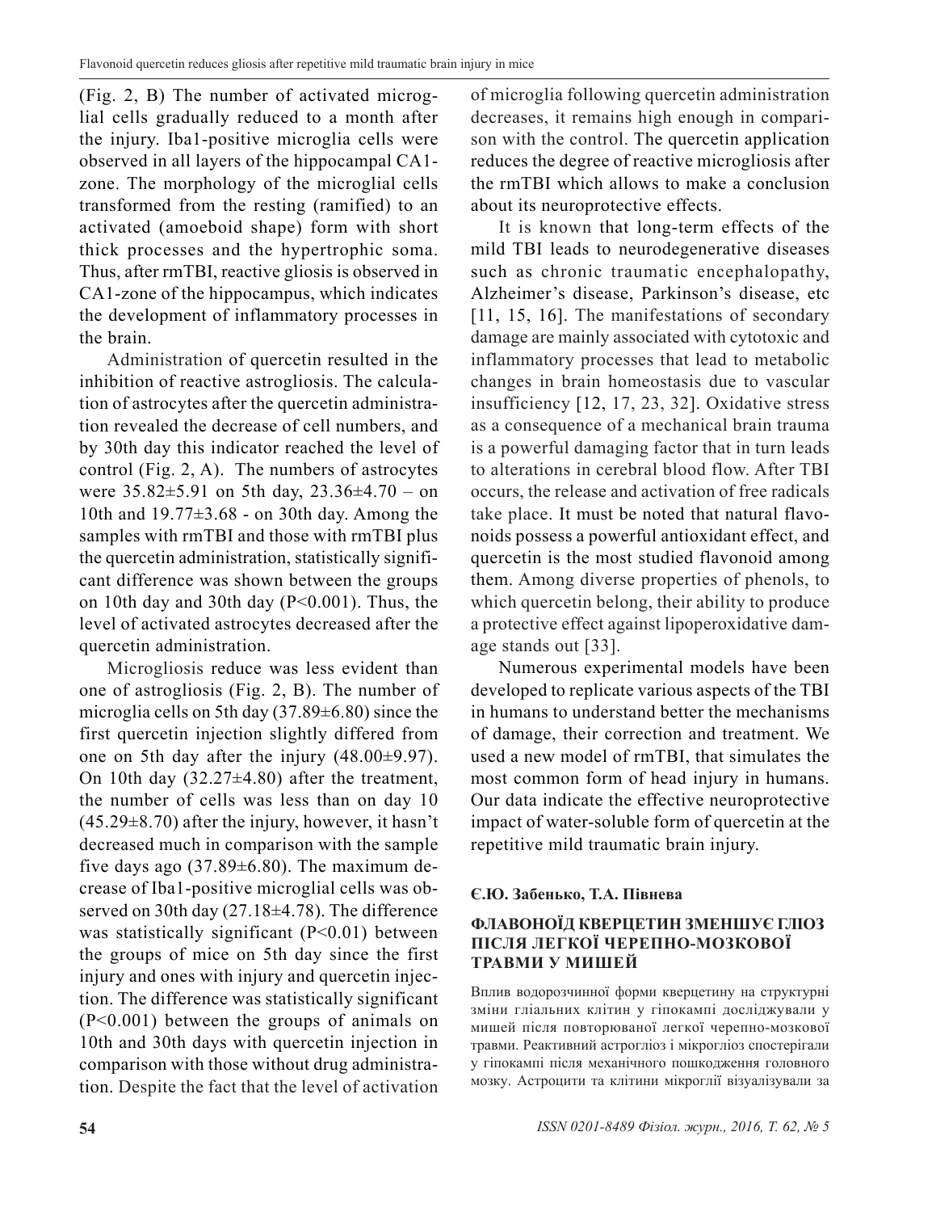(Fig. 2, B) The number of activated microglial cells gradually reduced to a month after the injury. Iba1-positive microglia cells were observed in all layers of the hippocampal CA1-zone. The morphology of the microglial cells transformed from the resting (ramified) to an activated (amoeboid shape) form with short thick processes and the hypertrophic soma. Thus, after rmTBI, reactive gliosis is observed in CA1-zone of the hippocampus, which indicates the development of inflammatory processes in the brain.

Administration of quercetin resulted in the inhibition of reactive astrogliosis. The calculation of astrocytes after the quercetin administration revealed the decrease of cell numbers, and by 30th day this indicator reached the level of control (Fig. 2, A). The numbers of astrocytes were 35.82±5.91 on 5th day, 23.36±4.70 – on 10th and 19.77±3.68 - on 30th day. Among the samples with rmTBI and those with rmTBI plus the quercetin administration, statistically significant difference was shown between the groups on 10th day and 30th day ($P<0.001$). Thus, the level of activated astrocytes decreased after the quercetin administration.

Microgliosis reduce was less evident than one of astrogliosis (Fig. 2, B). The number of microglia cells on 5th day (37.89±6.80) since the first quercetin injection slightly differed from one on 5th day after the injury (48.00±9.97). On 10th day (32.27±4.80) after the treatment, the number of cells was less than on day 10 (45.29±8.70) after the injury, however, it hasn't decreased much in comparison with the sample five days ago (37.89±6.80). The maximum decrease of Iba1-positive microglial cells was observed on 30th day (27.18±4.78). The difference was statistically significant ($P<0.01$) between the groups of mice on 5th day since the first injury and ones with injury and quercetin injection. The difference was statistically significant ($P<0.001$) between the groups of animals on 10th and 30th days with quercetin injection in comparison with those without drug administration. Despite the fact that the level of activation of microglia following quercetin administration decreases, it remains high enough in comparison with the control. The quercetin application reduces the degree of reactive microgliosis after the rmTBI which allows to make a conclusion about its neuroprotective effects.

It is known that long-term effects of the mild TBI leads to neurodegenerative diseases such as chronic traumatic encephalopathy, Alzheimer's disease, Parkinson's disease, etc [11, 15, 16]. The manifestations of secondary damage are mainly associated with cytotoxic and inflammatory processes that lead to metabolic changes in brain homeostasis due to vascular insufficiency [12, 17, 23, 32]. Oxidative stress as a consequence of a mechanical brain trauma is a powerful damaging factor that in turn leads to alterations in cerebral blood flow. After TBI occurs, the release and activation of free radicals take place. It must be noted that natural flavonoids possess a powerful antioxidant effect, and quercetin is the most studied flavonoid among them. Among diverse properties of phenols, to which quercetin belong, their ability to produce a protective effect against lipoperoxidative damage stands out [33].

Numerous experimental models have been developed to replicate various aspects of the TBI in humans to understand better the mechanisms of damage, their correction and treatment. We used a new model of rmTBI, that simulates the most common form of head injury in humans. Our data indicate the effective neuroprotective impact of water-soluble form of quercetin at the repetitive mild traumatic brain injury.

**Є.Ю. Забенько, Т.А. Півнева**

## ФЛАВОНОЇД КВЕРЦЕТИН ЗМЕНШУЄ ГЛІОЗ ПІСЛЯ ЛЕГКОЇ ЧЕРЕПНО-МОЗКОВОЇ ТРАВМИ У МИШЕЙ

Вплив водорозчинної форми кверцетину на структурні зміни гліальних клітин у гіпокампі досліджували у мишей після повторюваної легкої черепно-мозкової травми. Реактивний астрогліоз і мікрогліоз спостерігали у гіпокампі після механічного пошкодження головного мозку. Астроцити та клітини мікроглії візуалізували за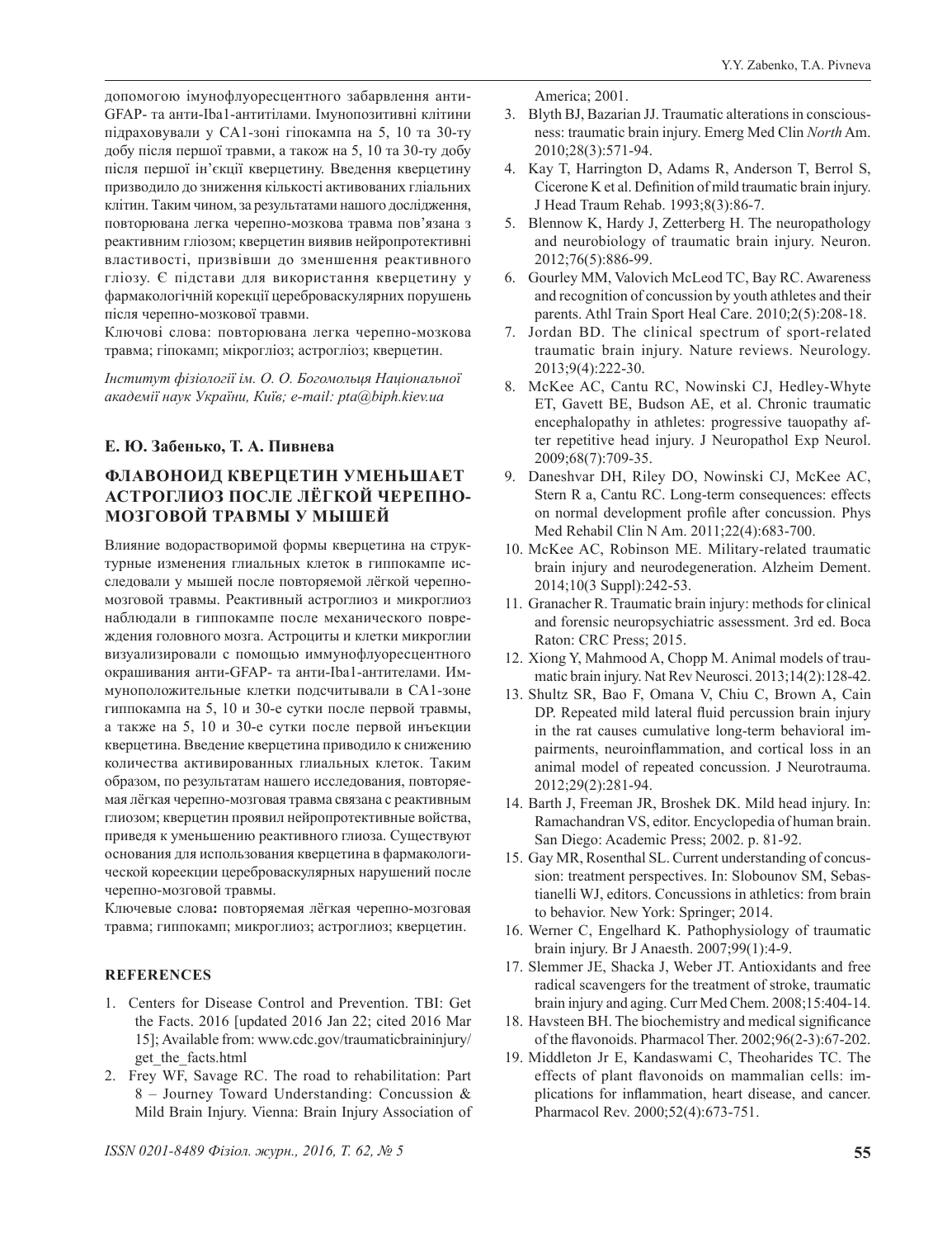допомогою імунофлуоресцентного забарвлення анти-GFAP- та анти-Iba1-антитілами. Імунопозитивні клітини підраховували у CA1-зоні гіпокампа на 5, 10 та 30-ту добу після першої травми, а також на 5, 10 та 30-ту добу після першої ін'єкції кверцетину. Введення кверцетину призводило до зниження кількості активованих гліальних клітин. Таким чином, за результатами нашого дослідження, повторювана легка черепно-мозкова травма пов'язана з реактивним гліозом; кверцетин виявив нейропротективні властивості, призвівши до зменшення реактивного гліозу. Є підстави для використання кверцетину у фармакологічній корекції цереброваскулярних порушень після черепно-мозкової травми.

Ключові слова: повторювана легка черепно-мозкова травма; гіпокамп; мікрогліоз; астрогліоз; кверцетин.

*Інститут фізіології ім. О. О. Богомольця Національної академії наук України, Київ; e-mail: pta@biph.kiev.ua*

**Е. Ю. Забенько, Т. А. Пивнева**

## ФЛАВОНОИД КВЕРЦЕТИН УМЕНЬШАЕТ АСТРОГЛИОЗ ПОСЛЕ ЛЁГКОЙ ЧЕРЕПНО-МОЗГОВОЙ ТРАВМЫ У МЫШЕЙ

Влияние водорастворимой формы кверцетина на структурные изменения глиальных клеток в гиппокампе исследовали у мышей после повторяемой лёгкой черепно-мозговой травмы. Реактивный астроглиоз и микроглиоз наблюдали в гиппокампе после механического повреждения головного мозга. Астроциты и клетки микроглии визуализировали с помощью иммунофлуоресцентного окрашивания анти-GFAP- и анти-Iba1-антителами. Иммуноположительные клетки подсчитывали в CA1-зоне гиппокампа на 5, 10 и 30-е сутки после первой травмы, а также на 5, 10 и 30-е сутки после первой инъекции кверцетина. Введение кверцетина приводило к снижению количества активированных глиальных клеток. Таким образом, по результатам нашего исследования, повторяемая лёгкая черепно-мозговая травма связана с реактивным глиозом; кверцетин проявил нейропротективные войства, приведя к уменьшению реактивного глиоза. Существуют основания для использования кверцетина в фармакологической кореекции цереброваскулярных нарушений после черепно-мозговой травмы.

Ключевые слова**:** повторяемая лёгкая черепно-мозговая травма; гиппокамп; микроглиоз; астроглиоз; кверцетин.

### REFERENCES

1. Centers for Disease Control and Prevention. TBI: Get the Facts. 2016 [updated 2016 Jan 22; cited 2016 Mar 15]; Available from: www.cdc.gov/traumaticbraininjury/get_the_facts.html
2. Frey WF, Savage RC. The road to rehabilitation: Part 8 – Journey Toward Understanding: Concussion & Mild Brain Injury. Vienna: Brain Injury Association of America; 2001.
3. Blyth BJ, Bazarian JJ. Traumatic alterations in consciousness: traumatic brain injury. Emerg Med Clin *North* Am. 2010;28(3):571-94.
4. Kay T, Harrington D, Adams R, Anderson T, Berrol S, Cicerone K et al. Definition of mild traumatic brain injury. J Head Traum Rehab. 1993;8(3):86-7.
5. Blennow K, Hardy J, Zetterberg H. The neuropathology and neurobiology of traumatic brain injury. Neuron. 2012;76(5):886-99.
6. Gourley MM, Valovich McLeod TC, Bay RC. Awareness and recognition of concussion by youth athletes and their parents. Athl Train Sport Heal Care. 2010;2(5):208-18.
7. Jordan BD. The clinical spectrum of sport-related traumatic brain injury. Nature reviews. Neurology. 2013;9(4):222-30.
8. McKee AC, Cantu RC, Nowinski CJ, Hedley-Whyte ET, Gavett BE, Budson AE, et al. Chronic traumatic encephalopathy in athletes: progressive tauopathy after repetitive head injury. J Neuropathol Exp Neurol. 2009;68(7):709-35.
9. Daneshvar DH, Riley DO, Nowinski CJ, McKee AC, Stern R a, Cantu RC. Long-term consequences: effects on normal development profile after concussion. Phys Med Rehabil Clin N Am. 2011;22(4):683-700.
10. McKee AC, Robinson ME. Military-related traumatic brain injury and neurodegeneration. Alzheim Dement. 2014;10(3 Suppl):242-53.
11. Granacher R. Traumatic brain injury: methods for clinical and forensic neuropsychiatric assessment. 3rd ed. Boca Raton: CRC Press; 2015.
12. Xiong Y, Mahmood A, Chopp M. Animal models of traumatic brain injury. Nat Rev Neurosci. 2013;14(2):128-42.
13. Shultz SR, Bao F, Omana V, Chiu C, Brown A, Cain DP. Repeated mild lateral fluid percussion brain injury in the rat causes cumulative long-term behavioral impairments, neuroinflammation, and cortical loss in an animal model of repeated concussion. J Neurotrauma. 2012;29(2):281-94.
14. Barth J, Freeman JR, Broshek DK. Mild head injury. In: Ramachandran VS, editor. Encyclopedia of human brain. San Diego: Academic Press; 2002. p. 81-92.
15. Gay MR, Rosenthal SL. Current understanding of concussion: treatment perspectives. In: Slobounov SM, Sebastianelli WJ, editors. Concussions in athletics: from brain to behavior. New York: Springer; 2014.
16. Werner C, Engelhard K. Pathophysiology of traumatic brain injury. Br J Anaesth. 2007;99(1):4-9.
17. Slemmer JE, Shacka J, Weber JT. Antioxidants and free radical scavengers for the treatment of stroke, traumatic brain injury and aging. Curr Med Chem. 2008;15:404-14.
18. Havsteen BH. The biochemistry and medical significance of the flavonoids. Pharmacol Ther. 2002;96(2-3):67-202.
19. Middleton Jr E, Kandaswami C, Theoharides TC. The effects of plant flavonoids on mammalian cells: implications for inflammation, heart disease, and cancer. Pharmacol Rev. 2000;52(4):673-751.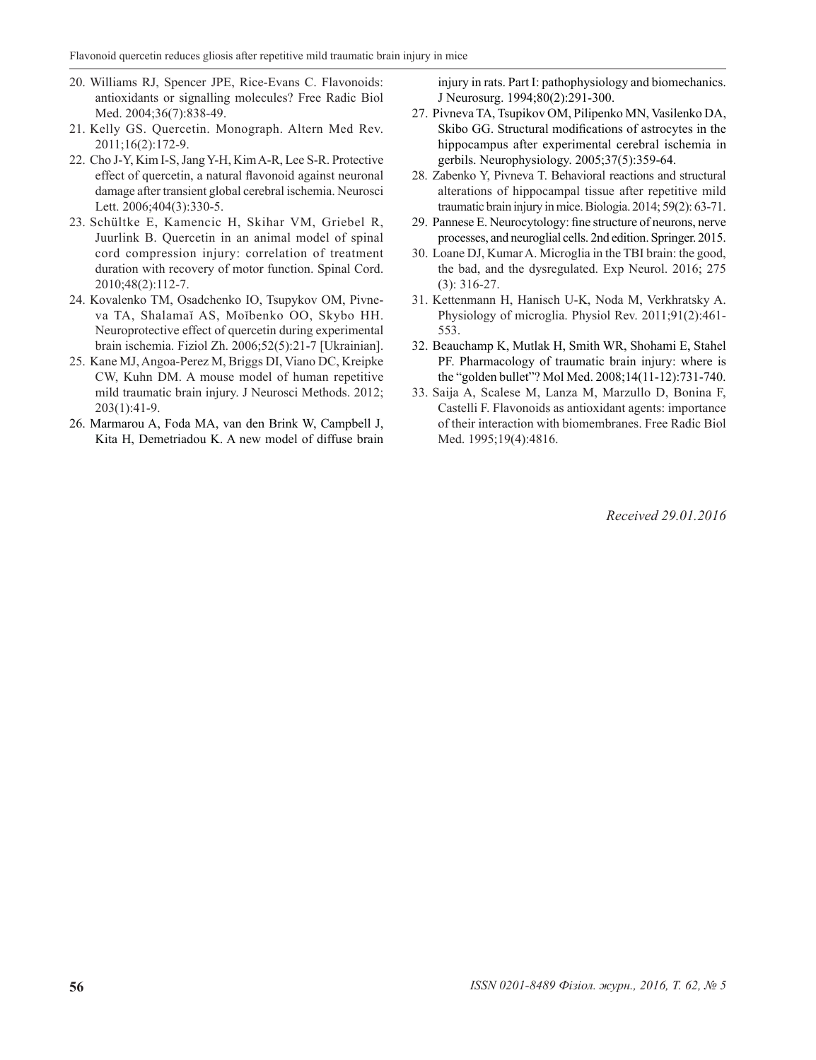20. Williams RJ, Spencer JPE, Rice-Evans C. Flavonoids: antioxidants or signalling molecules? Free Radic Biol Med. 2004;36(7):838-49.
21. Kelly GS. Quercetin. Monograph. Altern Med Rev. 2011;16(2):172-9.
22. Cho J-Y, Kim I-S, Jang Y-H, Kim A-R, Lee S-R. Protective effect of quercetin, a natural flavonoid against neuronal damage after transient global cerebral ischemia. Neurosci Lett. 2006;404(3):330-5.
23. Schültke E, Kamencic H, Skihar VM, Griebel R, Juurlink B. Quercetin in an animal model of spinal cord compression injury: correlation of treatment duration with recovery of motor function. Spinal Cord. 2010;48(2):112-7.
24. Kovalenko TM, Osadchenko IO, Tsupykov OM, Pivneva TA, Shalamaĭ AS, Moĭbenko OO, Skybo HH. Neuroprotective effect of quercetin during experimental brain ischemia. Fiziol Zh. 2006;52(5):21-7 [Ukrainian].
25. Kane MJ, Angoa-Perez M, Briggs DI, Viano DC, Kreipke CW, Kuhn DM. A mouse model of human repetitive mild traumatic brain injury. J Neurosci Methods. 2012; 203(1):41-9.
26. Marmarou A, Foda MA, van den Brink W, Campbell J, Kita H, Demetriadou K. A new model of diffuse brain injury in rats. Part I: pathophysiology and biomechanics. J Neurosurg. 1994;80(2):291-300.
27. Pivneva TA, Tsupikov OM, Pilipenko MN, Vasilenko DA, Skibo GG. Structural modifications of astrocytes in the hippocampus after experimental cerebral ischemia in gerbils. Neurophysiology. 2005;37(5):359-64.
28. Zabenko Y, Pivneva T. Behavioral reactions and structural alterations of hippocampal tissue after repetitive mild traumatic brain injury in mice. Biologia. 2014; 59(2): 63-71.
29. Pannese E. Neurocytology: fine structure of neurons, nerve processes, and neuroglial cells. 2nd edition. Springer. 2015.
30. Loane DJ, Kumar A. Microglia in the TBI brain: the good, the bad, and the dysregulated. Exp Neurol. 2016; 275 (3): 316-27.
31. Kettenmann H, Hanisch U-K, Noda M, Verkhratsky A. Physiology of microglia. Physiol Rev. 2011;91(2):461-553.
32. Beauchamp K, Mutlak H, Smith WR, Shohami E, Stahel PF. Pharmacology of traumatic brain injury: where is the "golden bullet"? Mol Med. 2008;14(11-12):731-740.
33. Saija A, Scalese M, Lanza M, Marzullo D, Bonina F, Castelli F. Flavonoids as antioxidant agents: importance of their interaction with biomembranes. Free Radic Biol Med. 1995;19(4):4816.

*Received 29.01.2016*